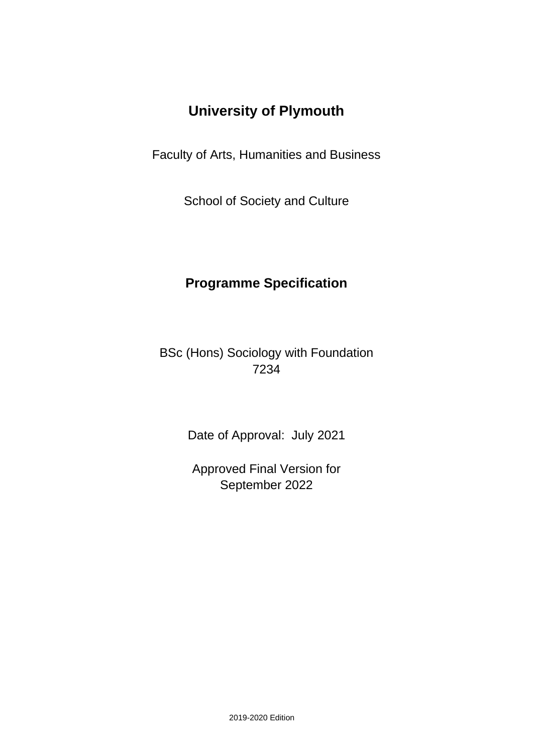# University of Plymouth

Faculty of Arts, Humanities and Business

School of Society and Culture

## Programme Specification

BSc (Hons) Sociology with Foundation
7234

Date of Approval: July 2021

Approved Final Version for
September 2022

2019-2020 Edition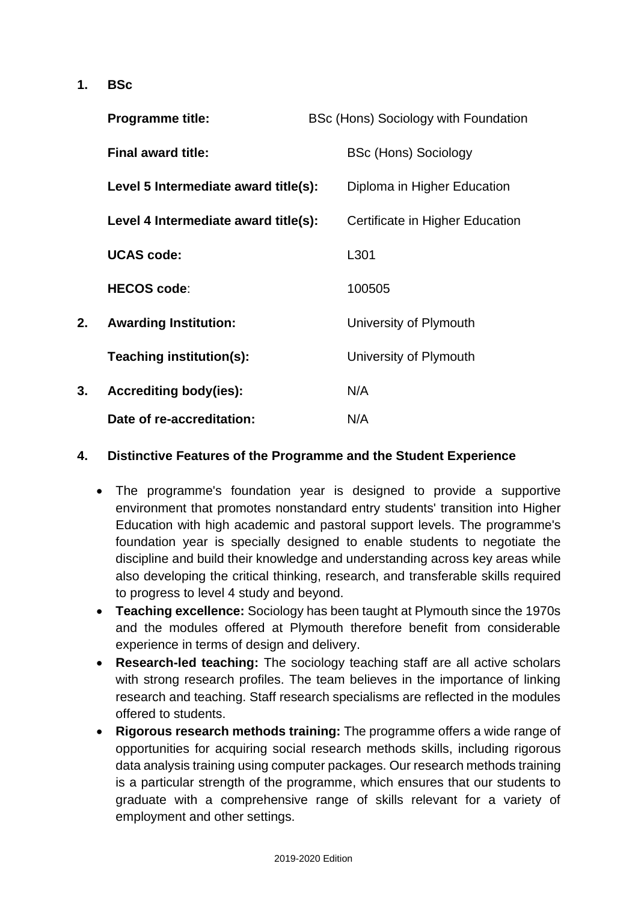**1. BSc**

| | |
|---|---|
| **Programme title:** | BSc (Hons) Sociology with Foundation |
| **Final award title:** | BSc (Hons) Sociology |
| **Level 5 Intermediate award title(s):** | Diploma in Higher Education |
| **Level 4 Intermediate award title(s):** | Certificate in Higher Education |
| **UCAS code:** | L301 |
| **HECOS code**: | 100505 |

**2. Awarding Institution:** University of Plymouth

**Teaching institution(s):** University of Plymouth

**3. Accrediting body(ies):** N/A

**Date of re-accreditation:** N/A

## 4. Distinctive Features of the Programme and the Student Experience

- The programme's foundation year is designed to provide a supportive environment that promotes nonstandard entry students' transition into Higher Education with high academic and pastoral support levels. The programme's foundation year is specially designed to enable students to negotiate the discipline and build their knowledge and understanding across key areas while also developing the critical thinking, research, and transferable skills required to progress to level 4 study and beyond.
- **Teaching excellence:** Sociology has been taught at Plymouth since the 1970s and the modules offered at Plymouth therefore benefit from considerable experience in terms of design and delivery.
- **Research-led teaching:** The sociology teaching staff are all active scholars with strong research profiles. The team believes in the importance of linking research and teaching. Staff research specialisms are reflected in the modules offered to students.
- **Rigorous research methods training:** The programme offers a wide range of opportunities for acquiring social research methods skills, including rigorous data analysis training using computer packages. Our research methods training is a particular strength of the programme, which ensures that our students to graduate with a comprehensive range of skills relevant for a variety of employment and other settings.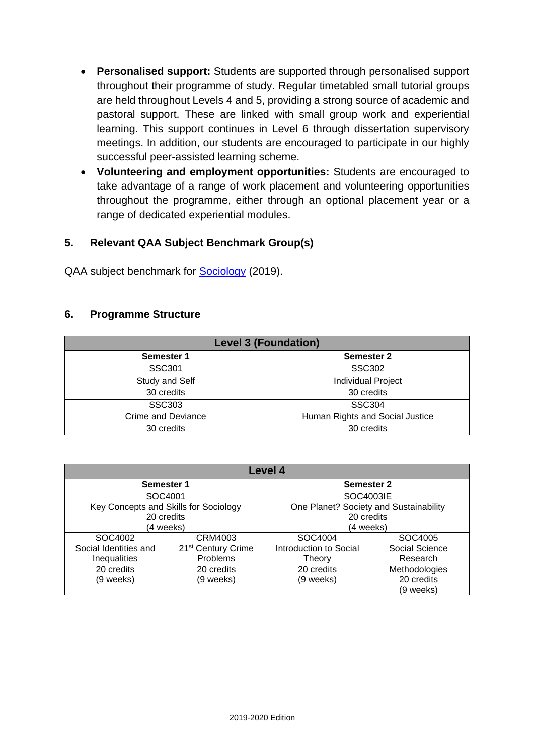- **Personalised support:** Students are supported through personalised support throughout their programme of study. Regular timetabled small tutorial groups are held throughout Levels 4 and 5, providing a strong source of academic and pastoral support. These are linked with small group work and experiential learning. This support continues in Level 6 through dissertation supervisory meetings. In addition, our students are encouraged to participate in our highly successful peer-assisted learning scheme.
- **Volunteering and employment opportunities:** Students are encouraged to take advantage of a range of work placement and volunteering opportunities throughout the programme, either through an optional placement year or a range of dedicated experiential modules.

## 5. Relevant QAA Subject Benchmark Group(s)

QAA subject benchmark for Sociology (2019).

## 6. Programme Structure

| Level 3 (Foundation) | |
|---|---|
| **Semester 1** | **Semester 2** |
| SSC301<br>Study and Self<br>30 credits | SSC302<br>Individual Project<br>30 credits |
| SSC303<br>Crime and Deviance<br>30 credits | SSC304<br>Human Rights and Social Justice<br>30 credits |

| Level 4 | | | |
|---|---|---|---|
| **Semester 1** | | **Semester 2** | |
| SOC4001<br>Key Concepts and Skills for Sociology<br>20 credits<br>(4 weeks) | | SOC4003IE<br>One Planet? Society and Sustainability<br>20 credits<br>(4 weeks) | |
| SOC4002<br>Social Identities and Inequalities<br>20 credits<br>(9 weeks) | CRM4003<br>21st Century Crime Problems<br>20 credits<br>(9 weeks) | SOC4004<br>Introduction to Social Theory<br>20 credits<br>(9 weeks) | SOC4005<br>Social Science Research Methodologies<br>20 credits<br>(9 weeks) |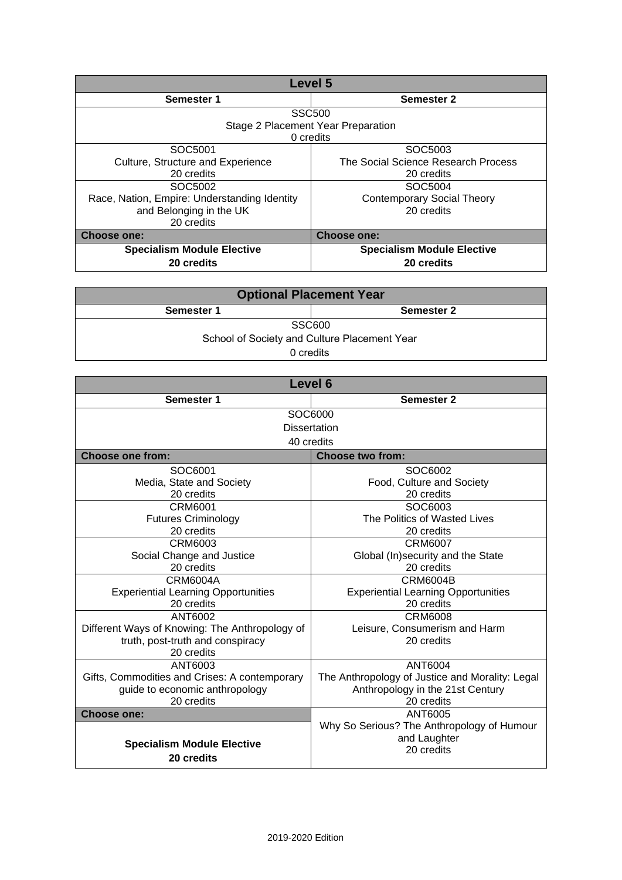| Level 5 | |
|---|---|
| **Semester 1** | **Semester 2** |
| SSC500<br>Stage 2 Placement Year Preparation<br>0 credits | |
| SOC5001<br>Culture, Structure and Experience<br>20 credits | SOC5003<br>The Social Science Research Process<br>20 credits |
| SOC5002<br>Race, Nation, Empire: Understanding Identity and Belonging in the UK<br>20 credits | SOC5004<br>Contemporary Social Theory<br>20 credits |
| **Choose one:** | **Choose one:** |
| **Specialism Module Elective**<br>**20 credits** | **Specialism Module Elective**<br>**20 credits** |

| Optional Placement Year | |
|---|---|
| **Semester 1** | **Semester 2** |
| SSC600<br>School of Society and Culture Placement Year<br>0 credits | |

| Level 6 | |
|---|---|
| **Semester 1** | **Semester 2** |
| SOC6000<br>Dissertation<br>40 credits | |
| **Choose one from:** | **Choose two from:** |
| SOC6001<br>Media, State and Society<br>20 credits | SOC6002<br>Food, Culture and Society<br>20 credits |
| CRM6001<br>Futures Criminology<br>20 credits | SOC6003<br>The Politics of Wasted Lives<br>20 credits |
| CRM6003<br>Social Change and Justice<br>20 credits | CRM6007<br>Global (In)security and the State<br>20 credits |
| CRM6004A<br>Experiential Learning Opportunities<br>20 credits | CRM6004B<br>Experiential Learning Opportunities<br>20 credits |
| ANT6002<br>Different Ways of Knowing: The Anthropology of truth, post-truth and conspiracy<br>20 credits | CRM6008<br>Leisure, Consumerism and Harm<br>20 credits |
| ANT6003<br>Gifts, Commodities and Crises: A contemporary guide to economic anthropology<br>20 credits | ANT6004<br>The Anthropology of Justice and Morality: Legal Anthropology in the 21st Century<br>20 credits |
| **Choose one:** | ANT6005<br>Why So Serious? The Anthropology of Humour and Laughter<br>20 credits |
| **Specialism Module Elective**<br>**20 credits** | |

2019-2020 Edition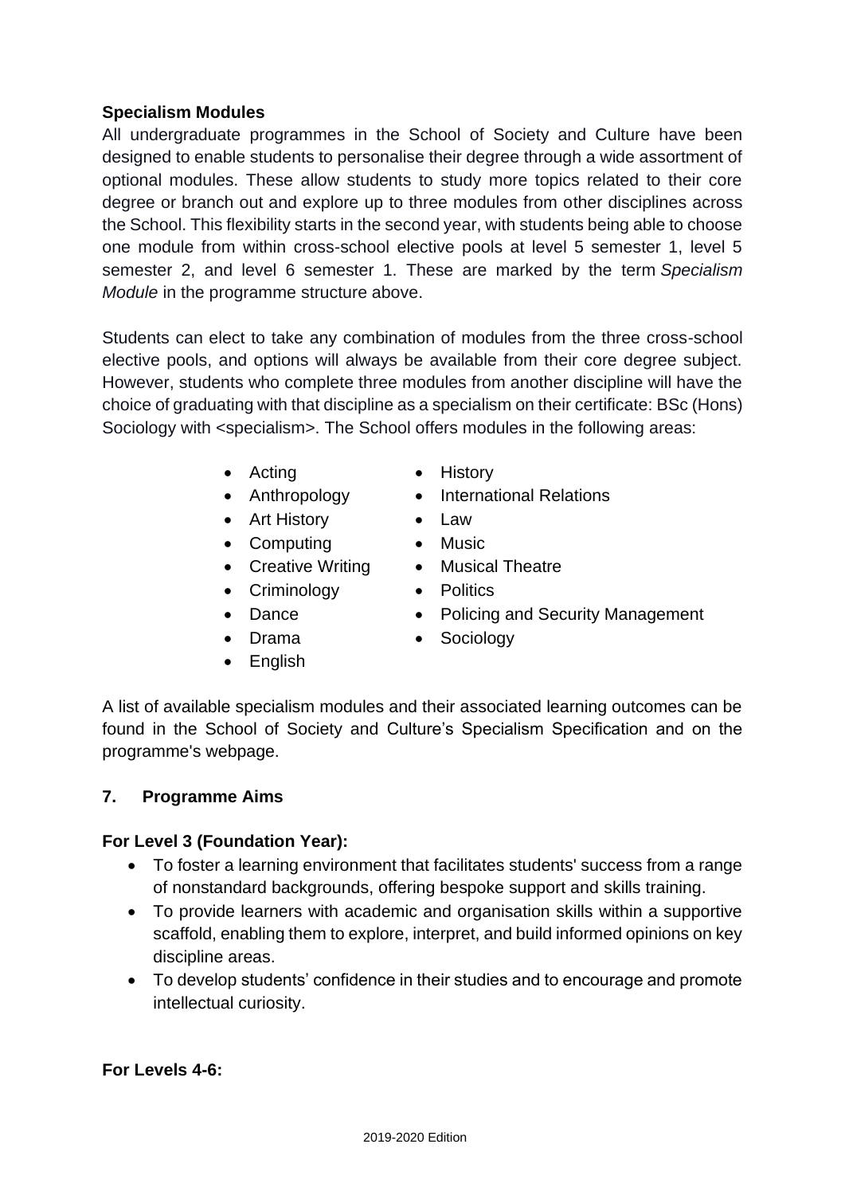**Specialism Modules**

All undergraduate programmes in the School of Society and Culture have been designed to enable students to personalise their degree through a wide assortment of optional modules. These allow students to study more topics related to their core degree or branch out and explore up to three modules from other disciplines across the School. This flexibility starts in the second year, with students being able to choose one module from within cross-school elective pools at level 5 semester 1, level 5 semester 2, and level 6 semester 1. These are marked by the term *Specialism Module* in the programme structure above.

Students can elect to take any combination of modules from the three cross-school elective pools, and options will always be available from their core degree subject. However, students who complete three modules from another discipline will have the choice of graduating with that discipline as a specialism on their certificate: BSc (Hons) Sociology with <specialism>. The School offers modules in the following areas:

- Acting
- Anthropology
- Art History
- Computing
- Creative Writing
- Criminology
- Dance
- Drama
- English
- History
- International Relations
- Law
- Music
- Musical Theatre
- Politics
- Policing and Security Management
- Sociology

A list of available specialism modules and their associated learning outcomes can be found in the School of Society and Culture's Specialism Specification and on the programme's webpage.

## 7. Programme Aims

**For Level 3 (Foundation Year):**

- To foster a learning environment that facilitates students' success from a range of nonstandard backgrounds, offering bespoke support and skills training.
- To provide learners with academic and organisation skills within a supportive scaffold, enabling them to explore, interpret, and build informed opinions on key discipline areas.
- To develop students' confidence in their studies and to encourage and promote intellectual curiosity.

**For Levels 4-6:**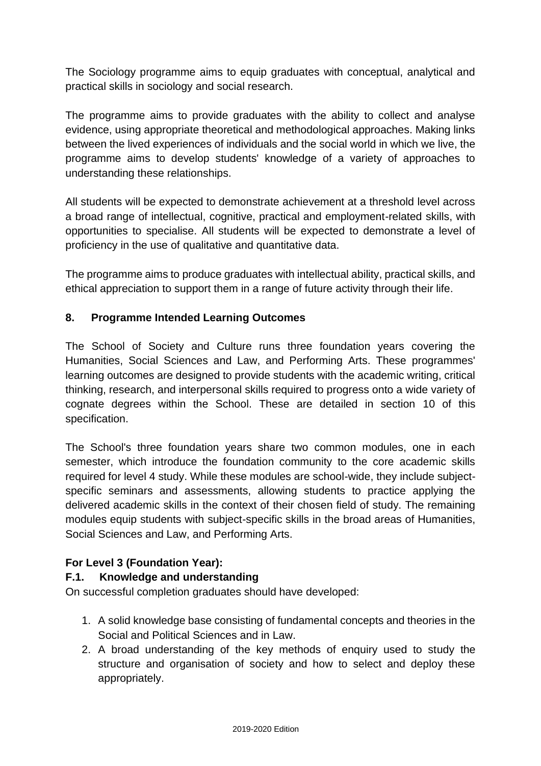The Sociology programme aims to equip graduates with conceptual, analytical and practical skills in sociology and social research.

The programme aims to provide graduates with the ability to collect and analyse evidence, using appropriate theoretical and methodological approaches. Making links between the lived experiences of individuals and the social world in which we live, the programme aims to develop students' knowledge of a variety of approaches to understanding these relationships.

All students will be expected to demonstrate achievement at a threshold level across a broad range of intellectual, cognitive, practical and employment-related skills, with opportunities to specialise. All students will be expected to demonstrate a level of proficiency in the use of qualitative and quantitative data.

The programme aims to produce graduates with intellectual ability, practical skills, and ethical appreciation to support them in a range of future activity through their life.

## 8. Programme Intended Learning Outcomes

The School of Society and Culture runs three foundation years covering the Humanities, Social Sciences and Law, and Performing Arts. These programmes' learning outcomes are designed to provide students with the academic writing, critical thinking, research, and interpersonal skills required to progress onto a wide variety of cognate degrees within the School. These are detailed in section 10 of this specification.

The School's three foundation years share two common modules, one in each semester, which introduce the foundation community to the core academic skills required for level 4 study. While these modules are school-wide, they include subject-specific seminars and assessments, allowing students to practice applying the delivered academic skills in the context of their chosen field of study. The remaining modules equip students with subject-specific skills in the broad areas of Humanities, Social Sciences and Law, and Performing Arts.

### For Level 3 (Foundation Year):

### F.1. Knowledge and understanding

On successful completion graduates should have developed:

1. A solid knowledge base consisting of fundamental concepts and theories in the Social and Political Sciences and in Law.
2. A broad understanding of the key methods of enquiry used to study the structure and organisation of society and how to select and deploy these appropriately.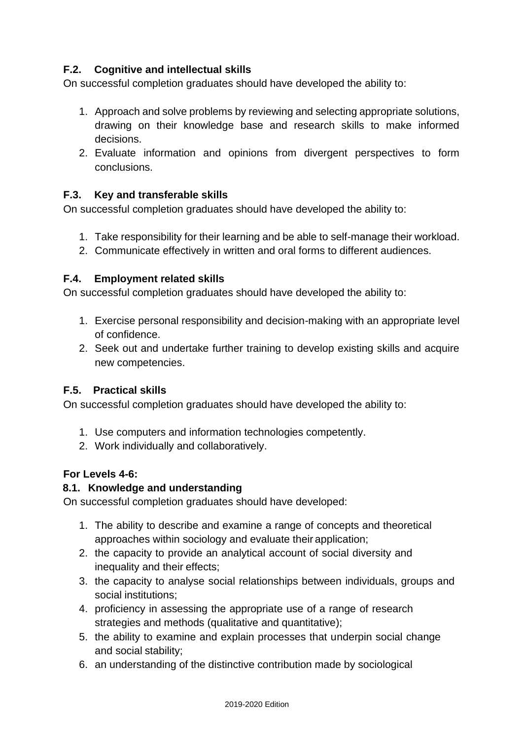### F.2. Cognitive and intellectual skills

On successful completion graduates should have developed the ability to:

1. Approach and solve problems by reviewing and selecting appropriate solutions, drawing on their knowledge base and research skills to make informed decisions.
2. Evaluate information and opinions from divergent perspectives to form conclusions.

### F.3. Key and transferable skills

On successful completion graduates should have developed the ability to:

1. Take responsibility for their learning and be able to self-manage their workload.
2. Communicate effectively in written and oral forms to different audiences.

### F.4. Employment related skills

On successful completion graduates should have developed the ability to:

1. Exercise personal responsibility and decision-making with an appropriate level of confidence.
2. Seek out and undertake further training to develop existing skills and acquire new competencies.

### F.5. Practical skills

On successful completion graduates should have developed the ability to:

1. Use computers and information technologies competently.
2. Work individually and collaboratively.

**For Levels 4-6:**

### 8.1. Knowledge and understanding

On successful completion graduates should have developed:

1. The ability to describe and examine a range of concepts and theoretical approaches within sociology and evaluate their application;
2. the capacity to provide an analytical account of social diversity and inequality and their effects;
3. the capacity to analyse social relationships between individuals, groups and social institutions;
4. proficiency in assessing the appropriate use of a range of research strategies and methods (qualitative and quantitative);
5. the ability to examine and explain processes that underpin social change and social stability;
6. an understanding of the distinctive contribution made by sociological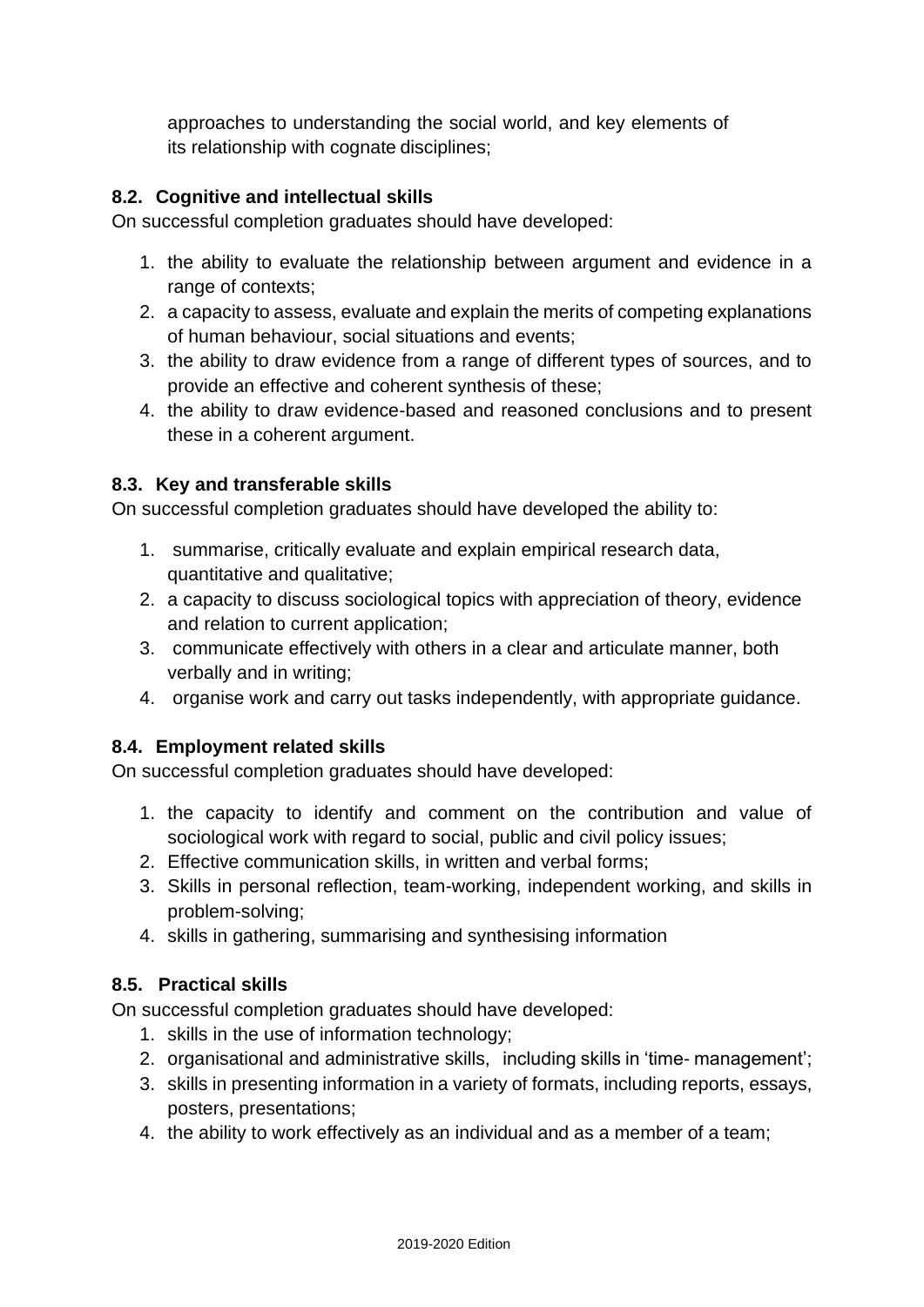approaches to understanding the social world, and key elements of its relationship with cognate disciplines;

### 8.2. Cognitive and intellectual skills

On successful completion graduates should have developed:

1. the ability to evaluate the relationship between argument and evidence in a range of contexts;
2. a capacity to assess, evaluate and explain the merits of competing explanations of human behaviour, social situations and events;
3. the ability to draw evidence from a range of different types of sources, and to provide an effective and coherent synthesis of these;
4. the ability to draw evidence-based and reasoned conclusions and to present these in a coherent argument.

### 8.3. Key and transferable skills

On successful completion graduates should have developed the ability to:

1. summarise, critically evaluate and explain empirical research data, quantitative and qualitative;
2. a capacity to discuss sociological topics with appreciation of theory, evidence and relation to current application;
3. communicate effectively with others in a clear and articulate manner, both verbally and in writing;
4. organise work and carry out tasks independently, with appropriate guidance.

### 8.4. Employment related skills

On successful completion graduates should have developed:

1. the capacity to identify and comment on the contribution and value of sociological work with regard to social, public and civil policy issues;
2. Effective communication skills, in written and verbal forms;
3. Skills in personal reflection, team-working, independent working, and skills in problem-solving;
4. skills in gathering, summarising and synthesising information

### 8.5. Practical skills

On successful completion graduates should have developed:

1. skills in the use of information technology;
2. organisational and administrative skills, including skills in 'time- management';
3. skills in presenting information in a variety of formats, including reports, essays, posters, presentations;
4. the ability to work effectively as an individual and as a member of a team;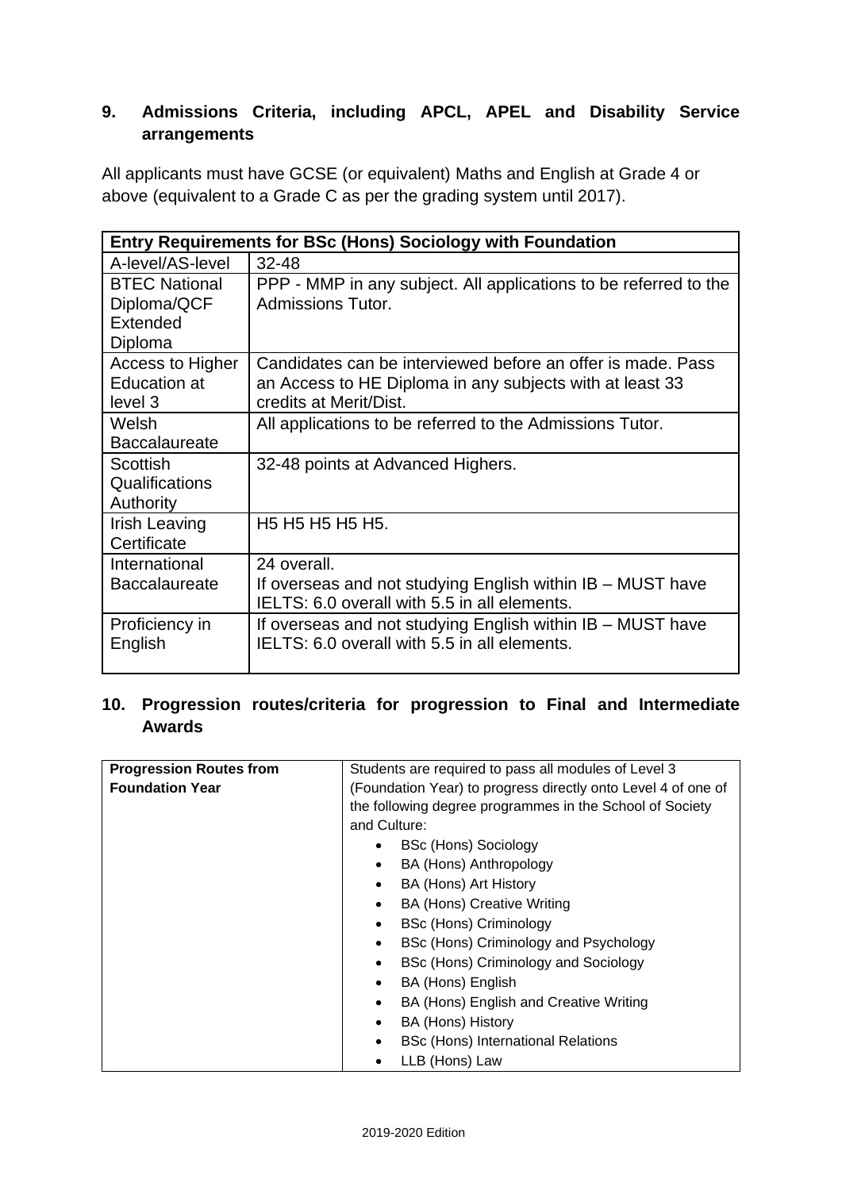## 9. Admissions Criteria, including APCL, APEL and Disability Service arrangements

All applicants must have GCSE (or equivalent) Maths and English at Grade 4 or above (equivalent to a Grade C as per the grading system until 2017).

| Entry Requirements for BSc (Hons) Sociology with Foundation | |
|---|---|
| A-level/AS-level | 32-48 |
| BTEC National Diploma/QCF Extended Diploma | PPP - MMP in any subject. All applications to be referred to the Admissions Tutor. |
| Access to Higher Education at level 3 | Candidates can be interviewed before an offer is made. Pass an Access to HE Diploma in any subjects with at least 33 credits at Merit/Dist. |
| Welsh Baccalaureate | All applications to be referred to the Admissions Tutor. |
| Scottish Qualifications Authority | 32-48 points at Advanced Highers. |
| Irish Leaving Certificate | H5 H5 H5 H5 H5. |
| International Baccalaureate | 24 overall.<br>If overseas and not studying English within IB – MUST have IELTS: 6.0 overall with 5.5 in all elements. |
| Proficiency in English | If overseas and not studying English within IB – MUST have IELTS: 6.0 overall with 5.5 in all elements. |

## 10. Progression routes/criteria for progression to Final and Intermediate Awards

| **Progression Routes from Foundation Year** | Students are required to pass all modules of Level 3 (Foundation Year) to progress directly onto Level 4 of one of the following degree programmes in the School of Society and Culture:<br>• BSc (Hons) Sociology<br>• BA (Hons) Anthropology<br>• BA (Hons) Art History<br>• BA (Hons) Creative Writing<br>• BSc (Hons) Criminology<br>• BSc (Hons) Criminology and Psychology<br>• BSc (Hons) Criminology and Sociology<br>• BA (Hons) English<br>• BA (Hons) English and Creative Writing<br>• BA (Hons) History<br>• BSc (Hons) International Relations<br>• LLB (Hons) Law |
|---|---|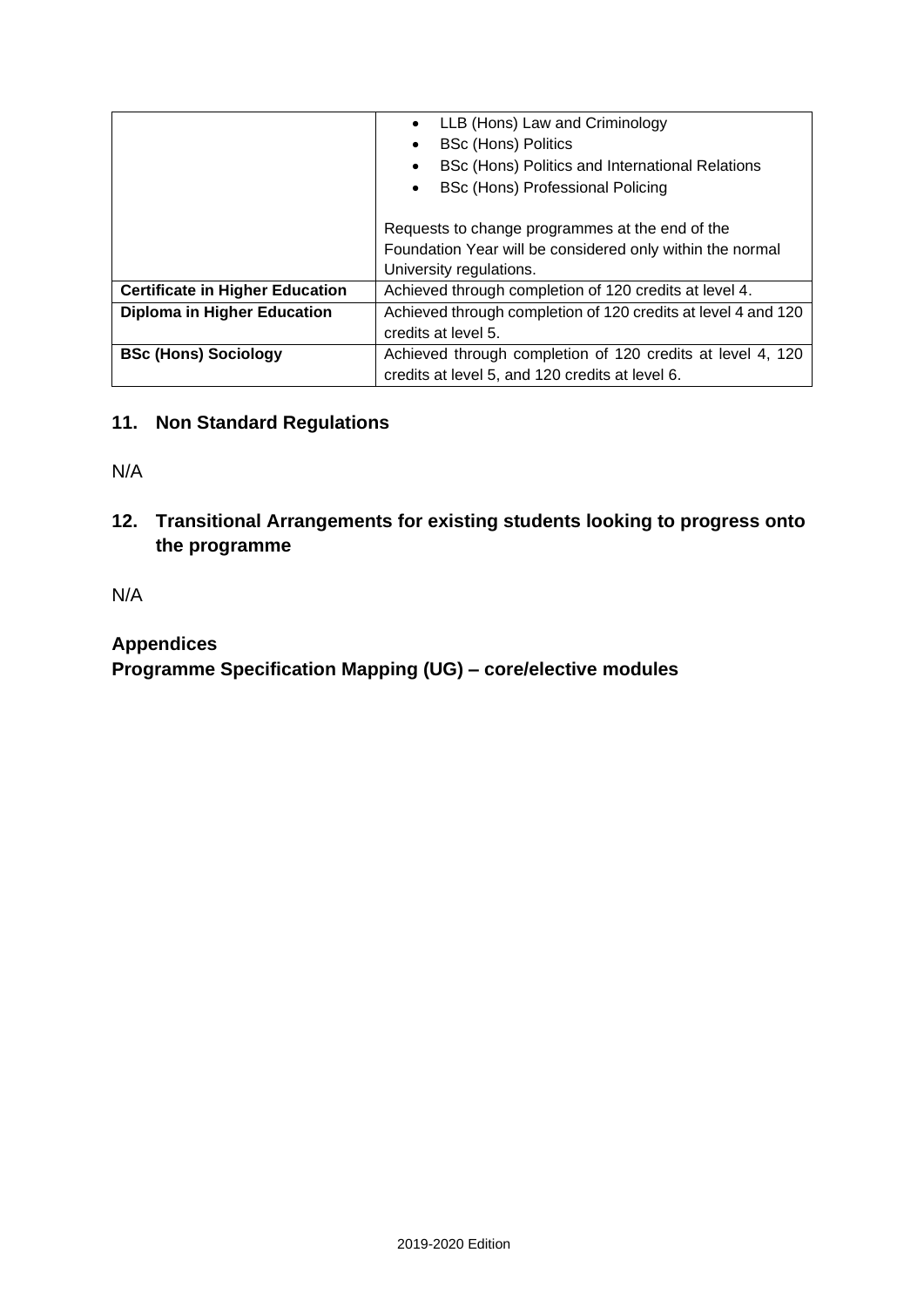| | |
|---|---|
| | • LLB (Hons) Law and Criminology<br>• BSc (Hons) Politics<br>• BSc (Hons) Politics and International Relations<br>• BSc (Hons) Professional Policing<br><br>Requests to change programmes at the end of the Foundation Year will be considered only within the normal University regulations. |
| **Certificate in Higher Education** | Achieved through completion of 120 credits at level 4. |
| **Diploma in Higher Education** | Achieved through completion of 120 credits at level 4 and 120 credits at level 5. |
| **BSc (Hons) Sociology** | Achieved through completion of 120 credits at level 4, 120 credits at level 5, and 120 credits at level 6. |

## 11. Non Standard Regulations

N/A

## 12. Transitional Arrangements for existing students looking to progress onto the programme

N/A

## Appendices

## Programme Specification Mapping (UG) – core/elective modules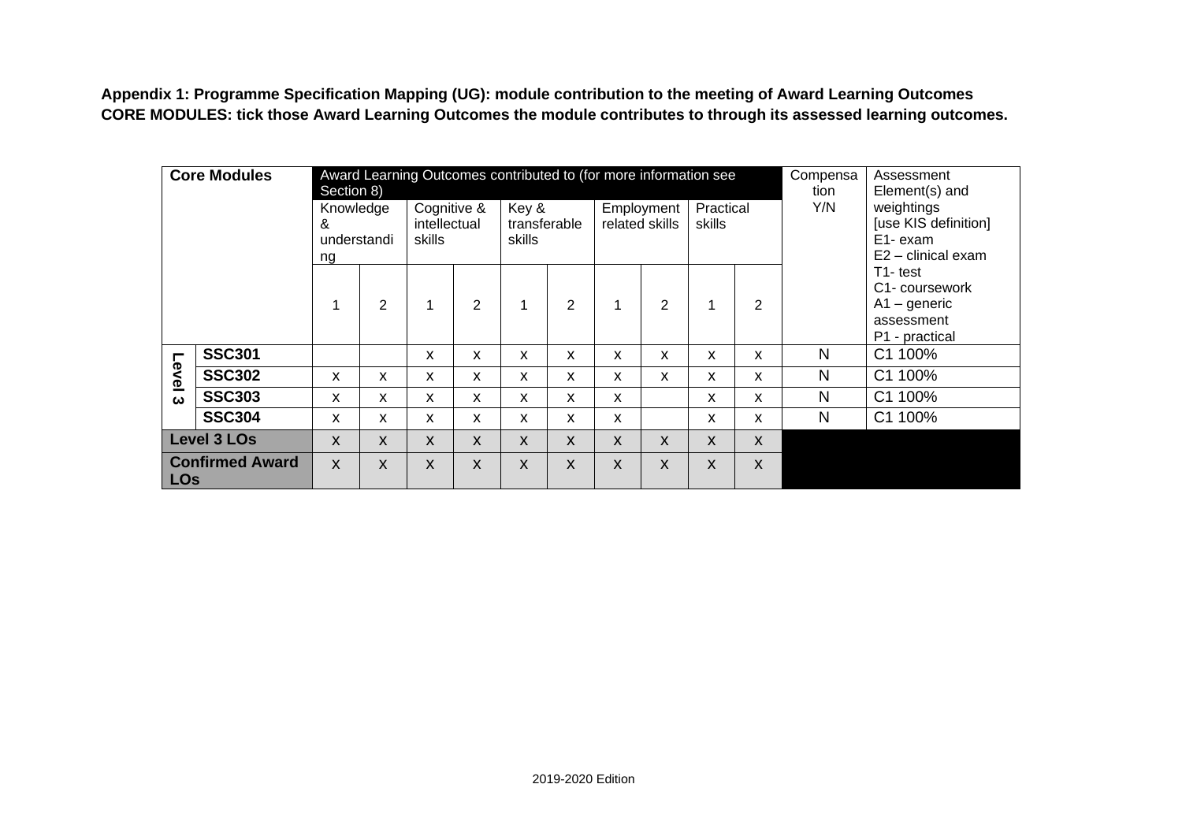**Appendix 1: Programme Specification Mapping (UG): module contribution to the meeting of Award Learning Outcomes**
**CORE MODULES: tick those Award Learning Outcomes the module contributes to through its assessed learning outcomes.**

| Core Modules | | Award Learning Outcomes contributed to (for more information see Section 8) | | | | | | | | | | Compensation Y/N | Assessment Element(s) and weightings [use KIS definition] E1- exam E2 – clinical exam T1- test C1- coursework A1 – generic assessment P1 - practical |
|---|---|---|---|---|---|---|---|---|---|---|---|---|---|
| | | Knowledge & understanding | | Cognitive & intellectual skills | | Key & transferable skills | | Employment related skills | | Practical skills | | | |
| | | 1 | 2 | 1 | 2 | 1 | 2 | 1 | 2 | 1 | 2 | | |
| Level 3 | **SSC301** | | | x | x | x | x | x | x | x | x | N | C1 100% |
| | **SSC302** | x | x | x | x | x | x | x | x | x | x | N | C1 100% |
| | **SSC303** | x | x | x | x | x | x | x | | x | x | N | C1 100% |
| | **SSC304** | x | x | x | x | x | x | x | | x | x | N | C1 100% |
| **Level 3 LOs** | | X | X | X | X | X | X | X | X | X | X | | |
| **Confirmed Award LOs** | | X | X | X | X | X | X | X | X | X | X | | |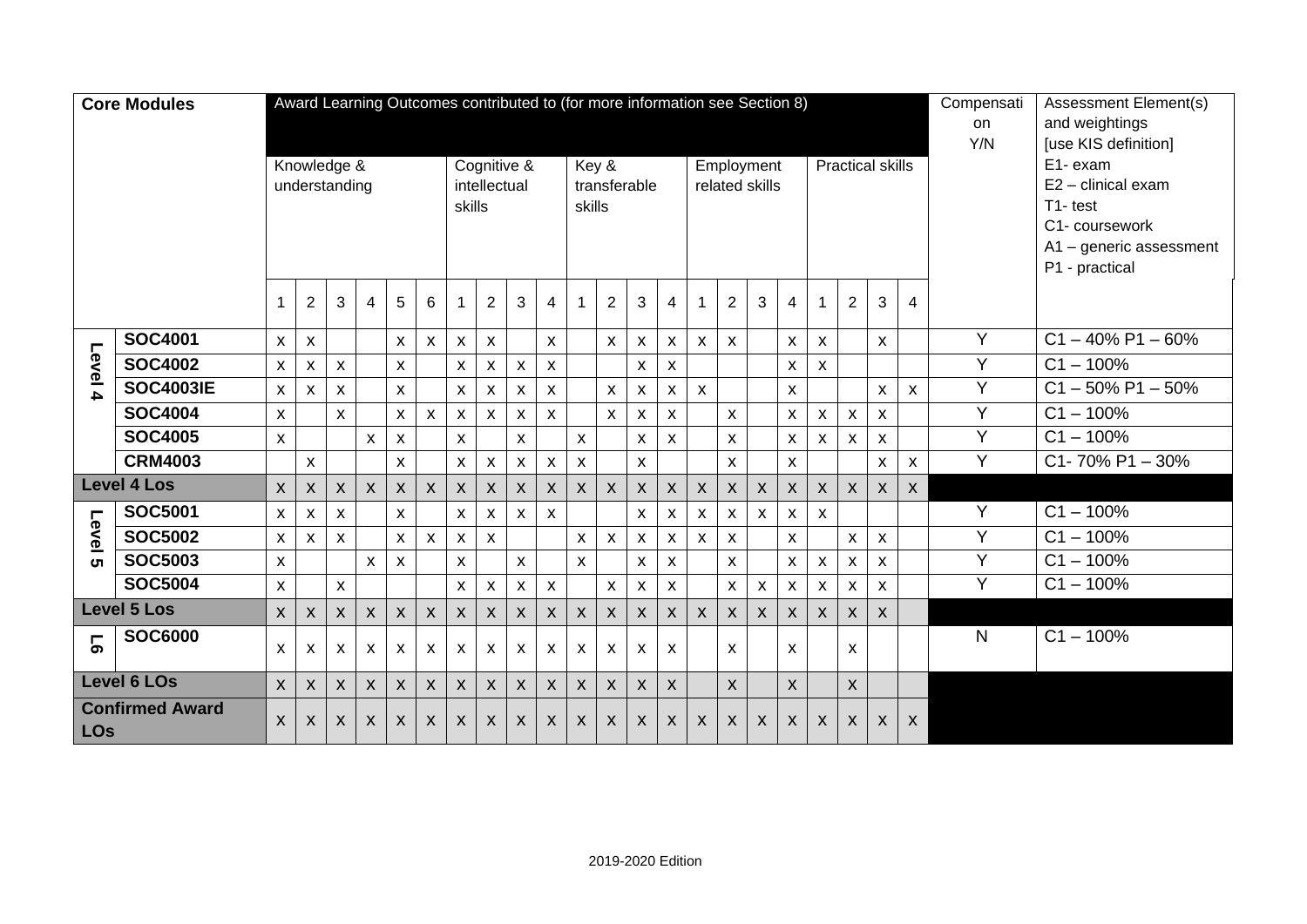| Core Modules | | Award Learning Outcomes contributed to (for more information see Section 8) | | | | | | | | | | | | | | | | | | | | | | Compensation Y/N | Assessment Element(s) and weightings [use KIS definition] E1- exam E2 – clinical exam T1- test C1- coursework A1 – generic assessment P1 - practical |
|---|---|---|---|---|---|---|---|---|---|---|---|---|---|---|---|---|---|---|---|---|---|---|---|---|---|
| | | Knowledge & understanding | | | | | | Cognitive & intellectual skills | | | | Key & transferable skills | | | | Employment related skills | | | | Practical skills | | | | | |
| | | 1 | 2 | 3 | 4 | 5 | 6 | 1 | 2 | 3 | 4 | 1 | 2 | 3 | 4 | 1 | 2 | 3 | 4 | 1 | 2 | 3 | 4 | | |
| Level 4 | **SOC4001** | x | x | | | x | x | x | x | | x | | x | x | x | x | x | | x | x | | x | | Y | C1 – 40% P1 – 60% |
| | **SOC4002** | x | x | x | | x | | x | x | x | x | | | x | x | | | | x | x | | | | Y | C1 – 100% |
| | **SOC4003IE** | x | x | x | | x | | x | x | x | x | | x | x | x | x | | | x | | | x | x | Y | C1 – 50% P1 – 50% |
| | **SOC4004** | x | | x | | x | x | x | x | x | x | | x | x | x | | x | | x | x | x | x | | Y | C1 – 100% |
| | **SOC4005** | x | | | x | x | | x | | x | | x | | x | x | | x | | x | x | x | x | | Y | C1 – 100% |
| | **CRM4003** | | x | | | x | | x | x | x | x | x | | x | | | x | | x | | | x | x | Y | C1- 70% P1 – 30% |
| **Level 4 Los** | | X | X | X | X | X | X | X | X | X | X | X | X | X | X | X | X | X | X | X | X | X | X | | |
| Level 5 | **SOC5001** | x | x | x | | x | | x | x | x | x | | | x | x | x | x | x | x | x | | | | Y | C1 – 100% |
| | **SOC5002** | x | x | x | | x | x | x | x | | | x | x | x | x | x | x | | x | | x | x | | Y | C1 – 100% |
| | **SOC5003** | x | | | x | x | | x | | x | | x | | x | x | | x | | x | x | x | x | | Y | C1 – 100% |
| | **SOC5004** | x | | x | | | | x | x | x | x | | x | x | x | | x | x | x | x | x | x | | Y | C1 – 100% |
| **Level 5 Los** | | X | X | X | X | X | X | X | X | X | X | X | X | X | X | X | X | X | X | X | X | X | | | |
| L6 | **SOC6000** | x | x | x | x | x | x | x | x | x | x | x | x | x | x | | x | | x | | x | | | N | C1 – 100% |
| **Level 6 LOs** | | X | X | X | X | X | X | X | X | X | X | X | X | X | X | | X | | X | | X | | | | |
| **Confirmed Award LOs** | | X | X | X | X | X | X | X | X | X | X | X | X | X | X | X | X | X | X | X | X | X | X | | |

2019-2020 Edition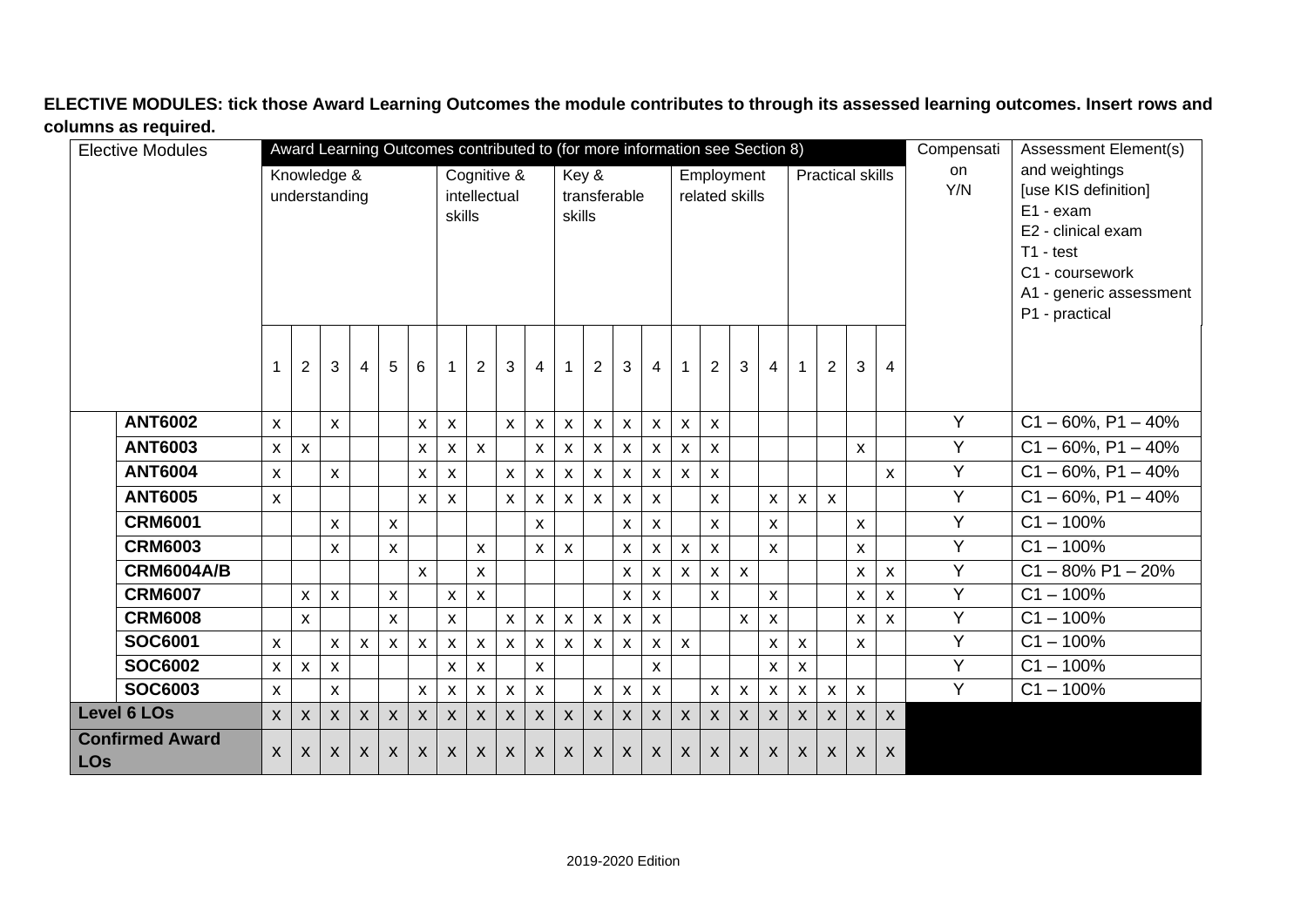**ELECTIVE MODULES: tick those Award Learning Outcomes the module contributes to through its assessed learning outcomes. Insert rows and columns as required.**

| Elective Modules | Award Learning Outcomes contributed to (for more information see Section 8) | | | | | | | | | | | | | | | | | | | | | | Compensation Y/N | Assessment Element(s) and weightings [use KIS definition] E1 - exam E2 - clinical exam T1 - test C1 - coursework A1 - generic assessment P1 - practical |
|---|---|---|---|---|---|---|---|---|---|---|---|---|---|---|---|---|---|---|---|---|---|---|---|---|
| | Knowledge & understanding | | | | | | Cognitive & intellectual skills | | | | Key & transferable skills | | | | Employment related skills | | | | Practical skills | | | | | |
| | 1 | 2 | 3 | 4 | 5 | 6 | 1 | 2 | 3 | 4 | 1 | 2 | 3 | 4 | 1 | 2 | 3 | 4 | 1 | 2 | 3 | 4 | | |
| **ANT6002** | x | | x | | | x | x | | x | x | x | x | x | x | x | x | | | | | | | Y | C1 – 60%, P1 – 40% |
| **ANT6003** | x | x | | | | x | x | x | | x | x | x | x | x | x | x | | | | | x | | Y | C1 – 60%, P1 – 40% |
| **ANT6004** | x | | x | | | x | x | | x | x | x | x | x | x | x | x | | | | | | x | Y | C1 – 60%, P1 – 40% |
| **ANT6005** | x | | | | | x | x | | x | x | x | x | x | x | | x | | x | x | x | | | Y | C1 – 60%, P1 – 40% |
| **CRM6001** | | | x | | x | | | | | x | | | x | x | | x | | x | | | x | | Y | C1 – 100% |
| **CRM6003** | | | x | | x | | | x | | x | x | | x | x | x | x | | x | | | x | | Y | C1 – 100% |
| **CRM6004A/B** | | | | | | x | | x | | | | | x | x | x | x | x | | | | x | x | Y | C1 – 80% P1 – 20% |
| **CRM6007** | | x | x | | x | | x | x | | | | | x | x | | x | | x | | | x | x | Y | C1 – 100% |
| **CRM6008** | | x | | | x | | x | | x | x | x | x | x | x | | | x | x | | | x | x | Y | C1 – 100% |
| **SOC6001** | x | | x | x | x | x | x | x | x | x | x | x | x | x | x | | | x | x | | x | | Y | C1 – 100% |
| **SOC6002** | x | x | x | | | | x | x | | x | | | | x | | | | x | x | | | | Y | C1 – 100% |
| **SOC6003** | x | | x | | | x | x | x | x | x | | x | x | x | | x | x | x | x | x | x | | Y | C1 – 100% |
| **Level 6 LOs** | x | x | x | x | x | x | x | x | x | x | x | x | x | x | x | x | x | x | x | x | x | x | | |
| **Confirmed Award LOs** | x | x | x | x | x | x | x | x | x | x | x | x | x | x | x | x | x | x | x | x | x | x | | |